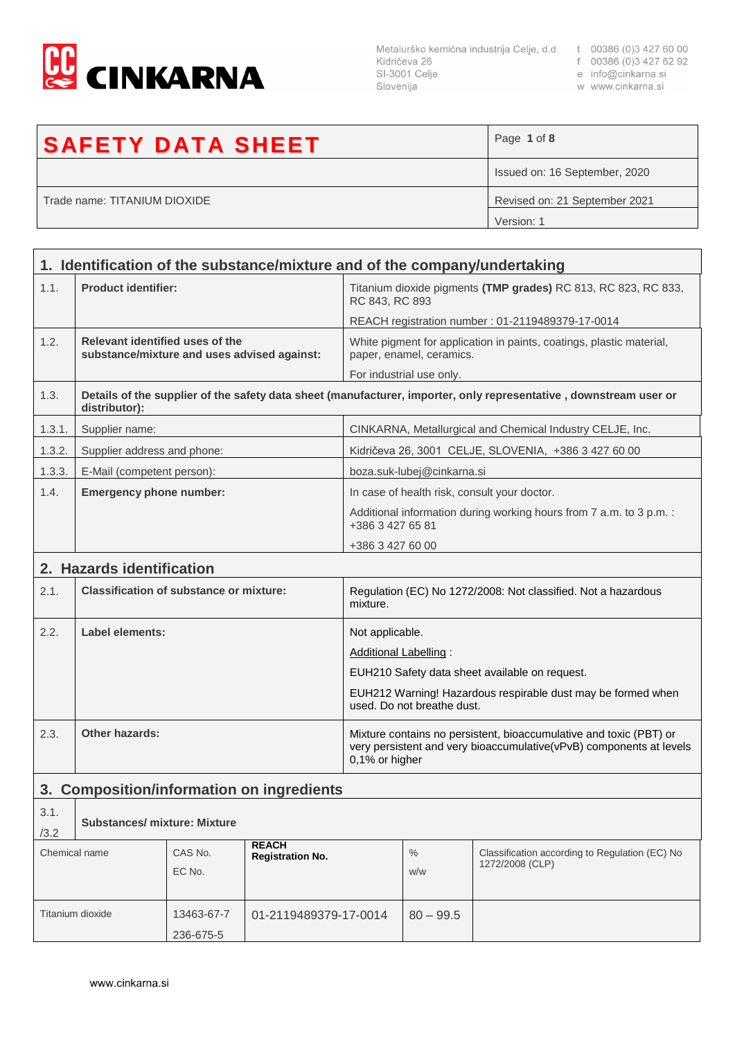CINKARNA

Metalurško kemična industrija Celje, d.d.
Kidričeva 26
SI-3001 Celje
Slovenija

t 00386 (0)3 427 60 00
f 00386 (0)3 427 62 92
e info@cinkarna.si
w www.cinkarna.si

| **SAFETY DATA SHEET** | |
|---|---|
| | Issued on: 16 September, 2020 |
| Trade name: TITANIUM DIOXIDE | Revised on: 21 September 2021 |
| | Version: 1 |

## 1. Identification of the substance/mixture and of the company/undertaking

| | | |
|---|---|---|
| 1.1. | **Product identifier:** | Titanium dioxide pigments **(TMP grades)** RC 813, RC 823, RC 833, RC 843, RC 893 |
| | | REACH registration number : 01-2119489379-17-0014 |
| 1.2. | **Relevant identified uses of the substance/mixture and uses advised against:** | White pigment for application in paints, coatings, plastic material, paper, enamel, ceramics. |
| | | For industrial use only. |
| 1.3. | **Details of the supplier of the safety data sheet (manufacturer, importer, only representative , downstream user or distributor):** | |
| 1.3.1. | Supplier name: | CINKARNA, Metallurgical and Chemical Industry CELJE, Inc. |
| 1.3.2. | Supplier address and phone: | Kidričeva 26, 3001 CELJE, SLOVENIA, +386 3 427 60 00 |
| 1.3.3. | E-Mail (competent person): | boza.suk-lubej@cinkarna.si |
| 1.4. | **Emergency phone number:** | In case of health risk, consult your doctor. |
| | | Additional information during working hours from 7 a.m. to 3 p.m. : +386 3 427 65 81 |
| | | +386 3 427 60 00 |

## 2. Hazards identification

| | | |
|---|---|---|
| 2.1. | **Classification of substance or mixture:** | Regulation (EC) No 1272/2008: Not classified. Not a hazardous mixture. |
| 2.2. | **Label elements:** | Not applicable. |
| | | Additional Labelling : |
| | | EUH210 Safety data sheet available on request. |
| | | EUH212 Warning! Hazardous respirable dust may be formed when used. Do not breathe dust. |
| 2.3. | **Other hazards:** | Mixture contains no persistent, bioaccumulative and toxic (PBT) or very persistent and very bioaccumulative(vPvB) components at levels 0,1% or higher |

## 3. Composition/information on ingredients

3.1./3.2 **Substances/ mixture: Mixture**

| Chemical name | CAS No. / EC No. | **REACH Registration No.** | % w/w | Classification according to Regulation (EC) No 1272/2008 (CLP) |
|---|---|---|---|---|
| Titanium dioxide | 13463-67-7 / 236-675-5 | 01-2119489379-17-0014 | 80 – 99.5 | |

www.cinkarna.si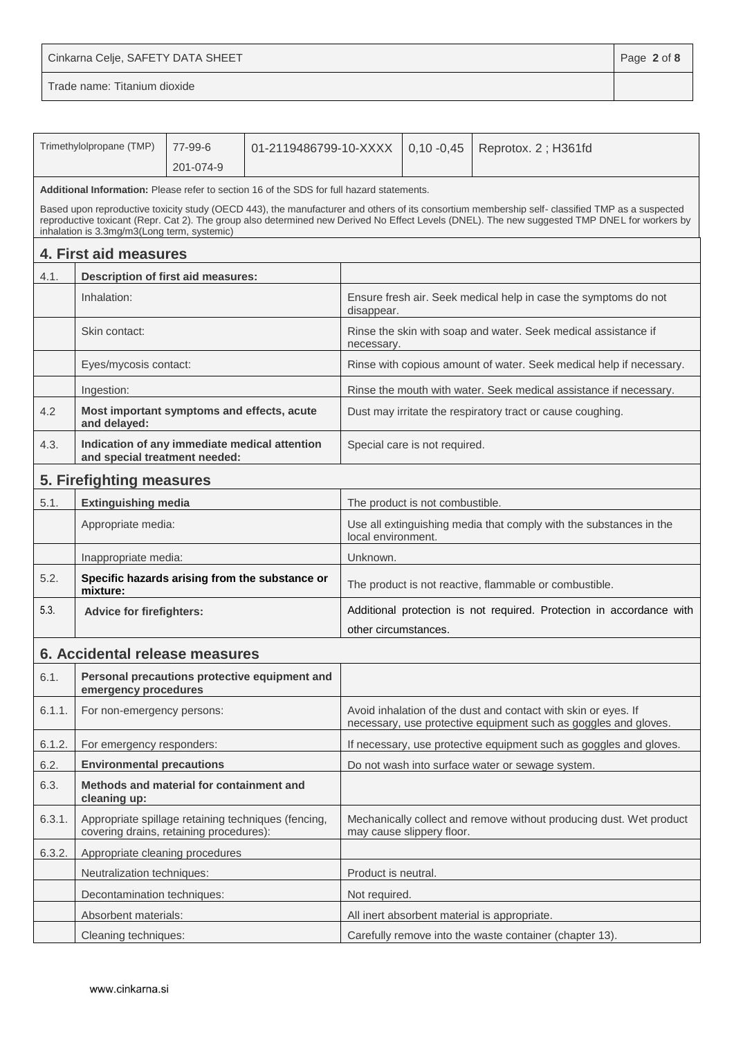| Trimethylolpropane (TMP) | 77-99-6<br>201-074-9 | 01-2119486799-10-XXXX | 0,10 -0,45 | Reprotox. 2 ; H361fd |
|---|---|---|---|---|

**Additional Information:** Please refer to section 16 of the SDS for full hazard statements.

Based upon reproductive toxicity study (OECD 443), the manufacturer and others of its consortium membership self- classified TMP as a suspected reproductive toxicant (Repr. Cat 2). The group also determined new Derived No Effect Levels (DNEL). The new suggested TMP DNEL for workers by inhalation is 3.3mg/m3(Long term, systemic)

## 4. First aid measures

| | | |
|---|---|---|
| 4.1. | **Description of first aid measures:** | |
| | Inhalation: | Ensure fresh air. Seek medical help in case the symptoms do not disappear. |
| | Skin contact: | Rinse the skin with soap and water. Seek medical assistance if necessary. |
| | Eyes/mycosis contact: | Rinse with copious amount of water. Seek medical help if necessary. |
| | Ingestion: | Rinse the mouth with water. Seek medical assistance if necessary. |
| 4.2 | **Most important symptoms and effects, acute and delayed:** | Dust may irritate the respiratory tract or cause coughing. |
| 4.3. | **Indication of any immediate medical attention and special treatment needed:** | Special care is not required. |

## 5. Firefighting measures

| | | |
|---|---|---|
| 5.1. | **Extinguishing media** | The product is not combustible. |
| | Appropriate media: | Use all extinguishing media that comply with the substances in the local environment. |
| | Inappropriate media: | Unknown. |
| 5.2. | **Specific hazards arising from the substance or mixture:** | The product is not reactive, flammable or combustible. |
| 5.3. | **Advice for firefighters:** | Additional protection is not required. Protection in accordance with other circumstances. |

## 6. Accidental release measures

| | | |
|---|---|---|
| 6.1. | **Personal precautions protective equipment and emergency procedures** | |
| 6.1.1. | For non-emergency persons: | Avoid inhalation of the dust and contact with skin or eyes. If necessary, use protective equipment such as goggles and gloves. |
| 6.1.2. | For emergency responders: | If necessary, use protective equipment such as goggles and gloves. |
| 6.2. | **Environmental precautions** | Do not wash into surface water or sewage system. |
| 6.3. | **Methods and material for containment and cleaning up:** | |
| 6.3.1. | Appropriate spillage retaining techniques (fencing, covering drains, retaining procedures): | Mechanically collect and remove without producing dust. Wet product may cause slippery floor. |
| 6.3.2. | Appropriate cleaning procedures | |
| | Neutralization techniques: | Product is neutral. |
| | Decontamination techniques: | Not required. |
| | Absorbent materials: | All inert absorbent material is appropriate. |
| | Cleaning techniques: | Carefully remove into the waste container (chapter 13). |

www.cinkarna.si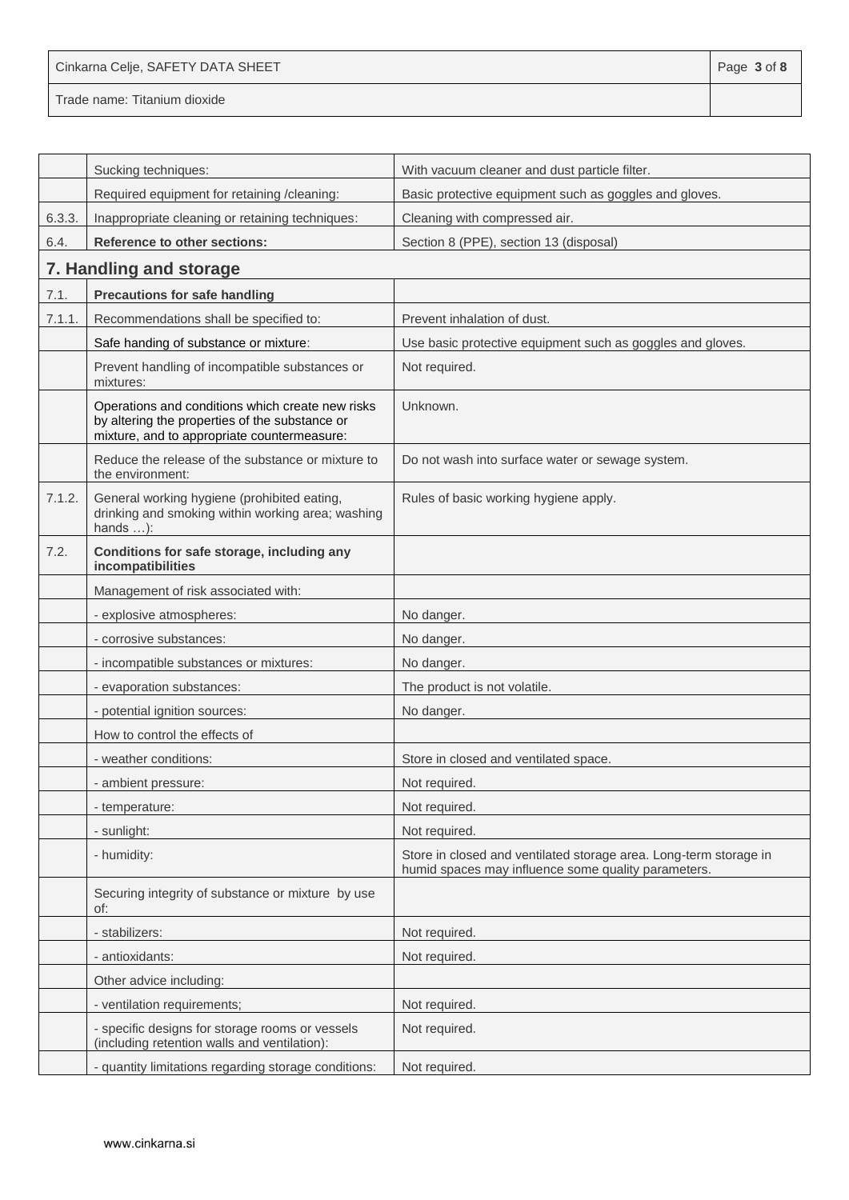| | | |
|---|---|---|
| | Sucking techniques: | With vacuum cleaner and dust particle filter. |
| | Required equipment for retaining /cleaning: | Basic protective equipment such as goggles and gloves. |
| 6.3.3. | Inappropriate cleaning or retaining techniques: | Cleaning with compressed air. |
| 6.4. | **Reference to other sections:** | Section 8 (PPE), section 13 (disposal) |

## 7. Handling and storage

| | | |
|---|---|---|
| 7.1. | **Precautions for safe handling** | |
| 7.1.1. | Recommendations shall be specified to: | Prevent inhalation of dust. |
| | Safe handing of substance or mixture: | Use basic protective equipment such as goggles and gloves. |
| | Prevent handling of incompatible substances or mixtures: | Not required. |
| | Operations and conditions which create new risks by altering the properties of the substance or mixture, and to appropriate countermeasure: | Unknown. |
| | Reduce the release of the substance or mixture to the environment: | Do not wash into surface water or sewage system. |
| 7.1.2. | General working hygiene (prohibited eating, drinking and smoking within working area; washing hands …): | Rules of basic working hygiene apply. |
| 7.2. | **Conditions for safe storage, including any incompatibilities** | |
| | Management of risk associated with: | |
| | - explosive atmospheres: | No danger. |
| | - corrosive substances: | No danger. |
| | - incompatible substances or mixtures: | No danger. |
| | - evaporation substances: | The product is not volatile. |
| | - potential ignition sources: | No danger. |
| | How to control the effects of | |
| | - weather conditions: | Store in closed and ventilated space. |
| | - ambient pressure: | Not required. |
| | - temperature: | Not required. |
| | - sunlight: | Not required. |
| | - humidity: | Store in closed and ventilated storage area. Long-term storage in humid spaces may influence some quality parameters. |
| | Securing integrity of substance or mixture by use of: | |
| | - stabilizers: | Not required. |
| | - antioxidants: | Not required. |
| | Other advice including: | |
| | - ventilation requirements; | Not required. |
| | - specific designs for storage rooms or vessels (including retention walls and ventilation): | Not required. |
| | - quantity limitations regarding storage conditions: | Not required. |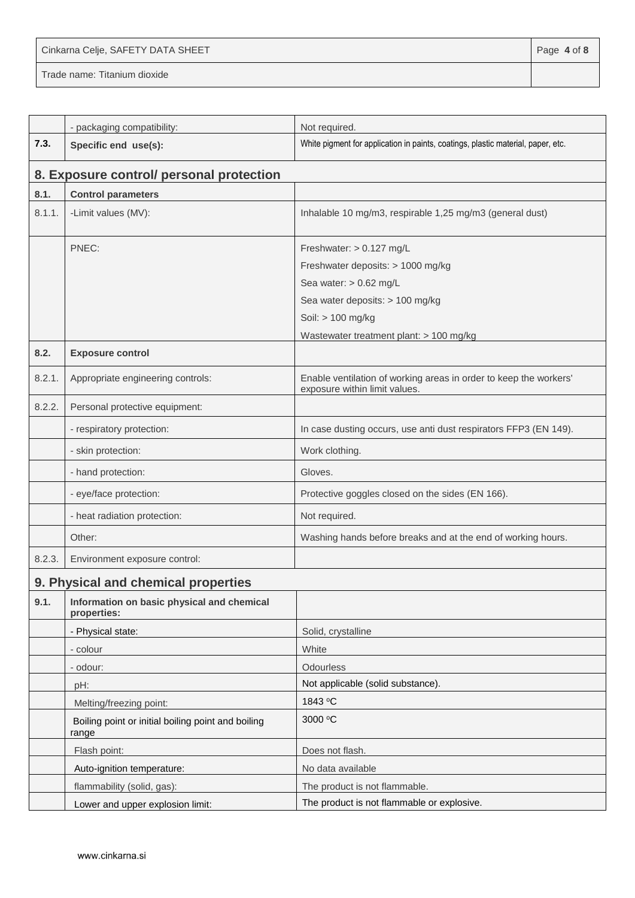| | - packaging compatibility: | Not required. |
|---|---|---|
| **7.3.** | **Specific end use(s):** | White pigment for application in paints, coatings, plastic material, paper, etc. |

## 8. Exposure control/ personal protection

| | | |
|---|---|---|
| **8.1.** | **Control parameters** | |
| 8.1.1. | -Limit values (MV): | Inhalable 10 mg/m3, respirable 1,25 mg/m3 (general dust) |
| | PNEC: | Freshwater: > 0.127 mg/L<br>Freshwater deposits: > 1000 mg/kg<br>Sea water: > 0.62 mg/L<br>Sea water deposits: > 100 mg/kg<br>Soil: > 100 mg/kg<br>Wastewater treatment plant: > 100 mg/kg |
| **8.2.** | **Exposure control** | |
| 8.2.1. | Appropriate engineering controls: | Enable ventilation of working areas in order to keep the workers' exposure within limit values. |
| 8.2.2. | Personal protective equipment: | |
| | - respiratory protection: | In case dusting occurs, use anti dust respirators FFP3 (EN 149). |
| | - skin protection: | Work clothing. |
| | - hand protection: | Gloves. |
| | - eye/face protection: | Protective goggles closed on the sides (EN 166). |
| | - heat radiation protection: | Not required. |
| | Other: | Washing hands before breaks and at the end of working hours. |
| 8.2.3. | Environment exposure control: | |

## 9. Physical and chemical properties

| | | |
|---|---|---|
| **9.1.** | **Information on basic physical and chemical properties:** | |
| | - Physical state: | Solid, crystalline |
| | - colour | White |
| | - odour: | Odourless |
| | pH: | Not applicable (solid substance). |
| | Melting/freezing point: | 1843 °C |
| | Boiling point or initial boiling point and boiling range | 3000 °C |
| | Flash point: | Does not flash. |
| | Auto-ignition temperature: | No data available |
| | flammability (solid, gas): | The product is not flammable. |
| | Lower and upper explosion limit: | The product is not flammable or explosive. |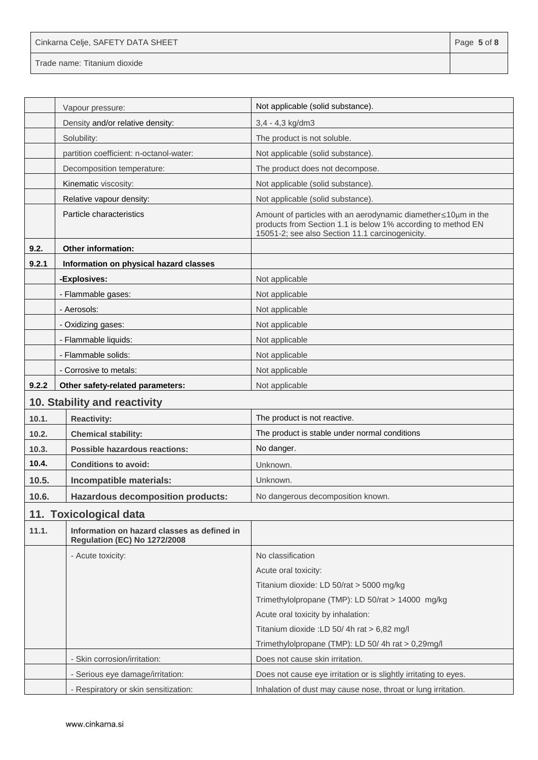| | | |
|---|---|---|
| | Vapour pressure: | Not applicable (solid substance). |
| | Density and/or relative density: | 3,4 - 4,3 kg/dm3 |
| | Solubility: | The product is not soluble. |
| | partition coefficient: n-octanol-water: | Not applicable (solid substance). |
| | Decomposition temperature: | The product does not decompose. |
| | Kinematic viscosity: | Not applicable (solid substance). |
| | Relative vapour density: | Not applicable (solid substance). |
| | Particle characteristics | Amount of particles with an aerodynamic diamether≤10µm in the products from Section 1.1 is below 1% according to method EN 15051-2; see also Section 11.1 carcinogenicity. |
| **9.2.** | **Other information:** | |
| **9.2.1** | **Information on physical hazard classes** | |
| | **-Explosives:** | Not applicable |
| | - Flammable gases: | Not applicable |
| | - Aerosols: | Not applicable |
| | - Oxidizing gases: | Not applicable |
| | - Flammable liquids: | Not applicable |
| | - Flammable solids: | Not applicable |
| | - Corrosive to metals: | Not applicable |
| **9.2.2** | **Other safety-related parameters:** | Not applicable |

## 10. Stability and reactivity

| | | |
|---|---|---|
| **10.1.** | **Reactivity:** | The product is not reactive. |
| **10.2.** | **Chemical stability:** | The product is stable under normal conditions |
| **10.3.** | **Possible hazardous reactions:** | No danger. |
| **10.4.** | **Conditions to avoid:** | Unknown. |
| **10.5.** | **Incompatible materials:** | Unknown. |
| **10.6.** | **Hazardous decomposition products:** | No dangerous decomposition known. |

## 11. Toxicological data

| | | |
|---|---|---|
| **11.1.** | **Information on hazard classes as defined in Regulation (EC) No 1272/2008** | |
| | - Acute toxicity: | No classification |
| | | Acute oral toxicity: |
| | | Titanium dioxide: LD 50/rat > 5000 mg/kg |
| | | Trimethylolpropane (TMP): LD 50/rat > 14000 mg/kg |
| | | Acute oral toxicity by inhalation: |
| | | Titanium dioxide :LD 50/ 4h rat > 6,82 mg/l |
| | | Trimethylolpropane (TMP): LD 50/ 4h rat > 0,29mg/l |
| | - Skin corrosion/irritation: | Does not cause skin irritation. |
| | - Serious eye damage/irritation: | Does not cause eye irritation or is slightly irritating to eyes. |
| | - Respiratory or skin sensitization: | Inhalation of dust may cause nose, throat or lung irritation. |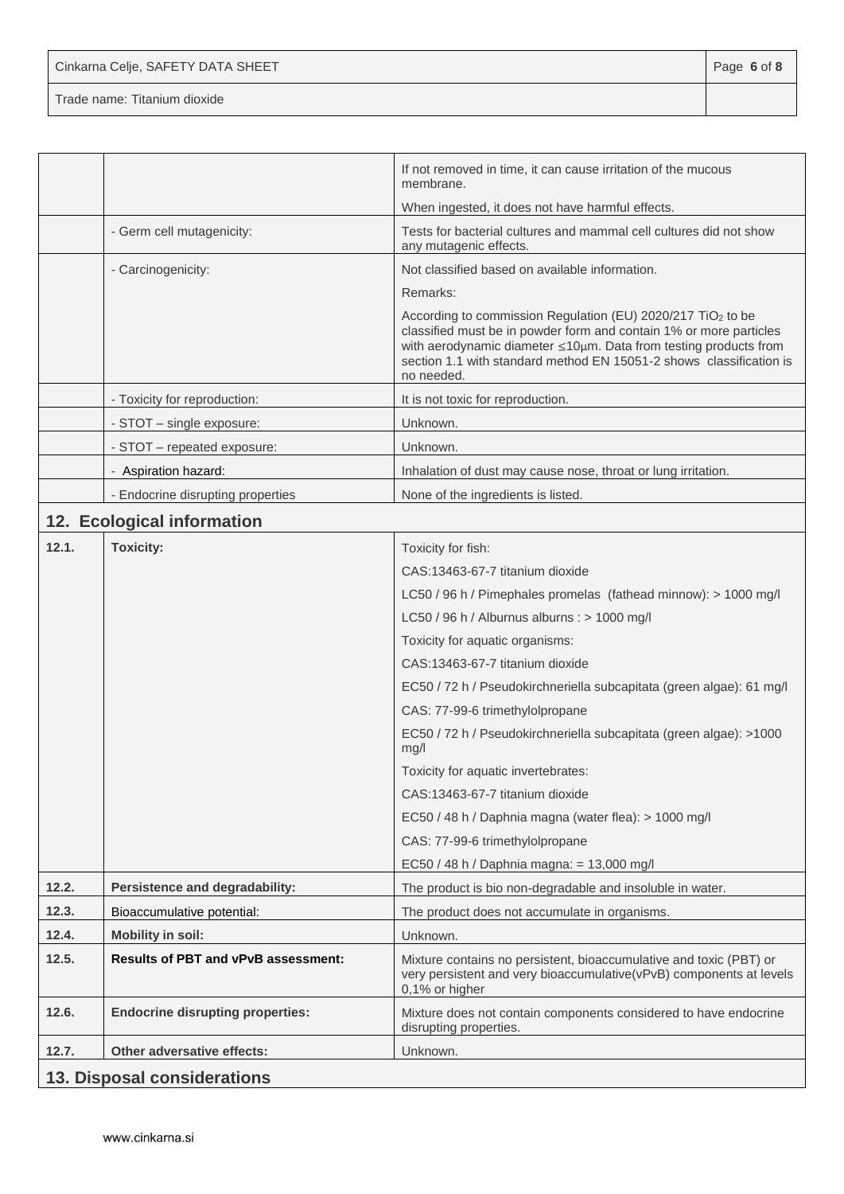| | | |
|---|---|---|
| | | If not removed in time, it can cause irritation of the mucous membrane. |
| | | When ingested, it does not have harmful effects. |
| | - Germ cell mutagenicity: | Tests for bacterial cultures and mammal cell cultures did not show any mutagenic effects. |
| | - Carcinogenicity: | Not classified based on available information. |
| | | Remarks: |
| | | According to commission Regulation (EU) 2020/217 $TiO_2$ to be classified must be in powder form and contain 1% or more particles with aerodynamic diameter ≤10μm. Data from testing products from section 1.1 with standard method EN 15051-2 shows classification is no needed. |
| | - Toxicity for reproduction: | It is not toxic for reproduction. |
| | - STOT – single exposure: | Unknown. |
| | - STOT – repeated exposure: | Unknown. |
| | - Aspiration hazard: | Inhalation of dust may cause nose, throat or lung irritation. |
| | - Endocrine disrupting properties | None of the ingredients is listed. |

## 12. Ecological information

| | | |
|---|---|---|
| **12.1.** | **Toxicity:** | Toxicity for fish: |
| | | CAS:13463-67-7 titanium dioxide |
| | | LC50 / 96 h / Pimephales promelas (fathead minnow): > 1000 mg/l |
| | | LC50 / 96 h / Alburnus alburns : > 1000 mg/l |
| | | Toxicity for aquatic organisms: |
| | | CAS:13463-67-7 titanium dioxide |
| | | EC50 / 72 h / Pseudokirchneriella subcapitata (green algae): 61 mg/l |
| | | CAS: 77-99-6 trimethylolpropane |
| | | EC50 / 72 h / Pseudokirchneriella subcapitata (green algae): >1000 mg/l |
| | | Toxicity for aquatic invertebrates: |
| | | CAS:13463-67-7 titanium dioxide |
| | | EC50 / 48 h / Daphnia magna (water flea): > 1000 mg/l |
| | | CAS: 77-99-6 trimethylolpropane |
| | | EC50 / 48 h / Daphnia magna: = 13,000 mg/l |
| **12.2.** | **Persistence and degradability:** | The product is bio non-degradable and insoluble in water. |
| **12.3.** | Bioaccumulative potential: | The product does not accumulate in organisms. |
| **12.4.** | **Mobility in soil:** | Unknown. |
| **12.5.** | **Results of PBT and vPvB assessment:** | Mixture contains no persistent, bioaccumulative and toxic (PBT) or very persistent and very bioaccumulative(vPvB) components at levels 0,1% or higher |
| **12.6.** | **Endocrine disrupting properties:** | Mixture does not contain components considered to have endocrine disrupting properties. |
| **12.7.** | **Other adversative effects:** | Unknown. |

## 13. Disposal considerations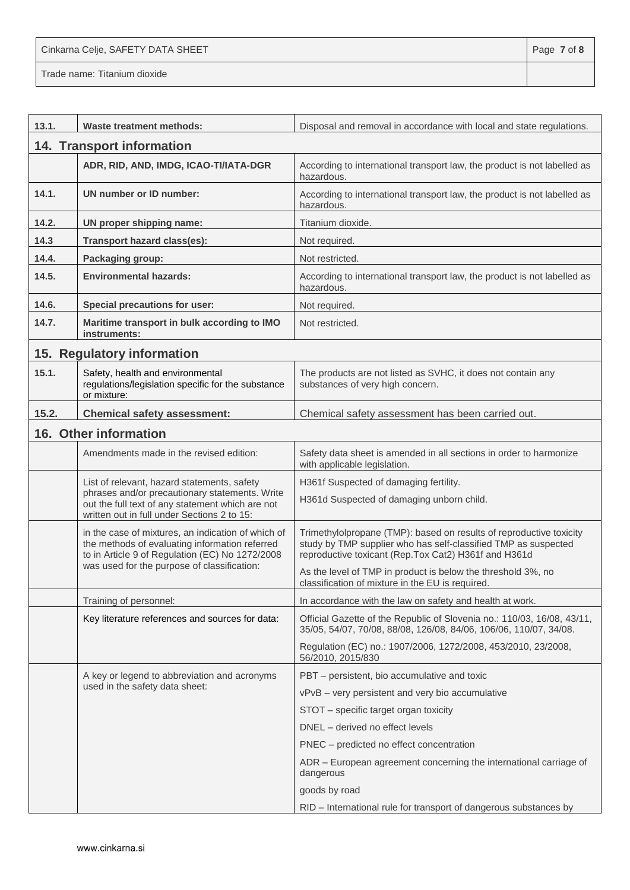| | | |
|---|---|---|
| **13.1.** | **Waste treatment methods:** | Disposal and removal in accordance with local and state regulations. |

## 14. Transport information

| | | |
|---|---|---|
| | **ADR, RID, AND, IMDG, ICAO-TI/IATA-DGR** | According to international transport law, the product is not labelled as hazardous. |
| **14.1.** | **UN number or ID number:** | According to international transport law, the product is not labelled as hazardous. |
| **14.2.** | **UN proper shipping name:** | Titanium dioxide. |
| **14.3** | **Transport hazard class(es):** | Not required. |
| **14.4.** | **Packaging group:** | Not restricted. |
| **14.5.** | **Environmental hazards:** | According to international transport law, the product is not labelled as hazardous. |
| **14.6.** | **Special precautions for user:** | Not required. |
| **14.7.** | **Maritime transport in bulk according to IMO instruments:** | Not restricted. |

## 15. Regulatory information

| | | |
|---|---|---|
| **15.1.** | Safety, health and environmental regulations/legislation specific for the substance or mixture: | The products are not listed as SVHC, it does not contain any substances of very high concern. |
| **15.2.** | **Chemical safety assessment:** | Chemical safety assessment has been carried out. |

## 16. Other information

| | | |
|---|---|---|
| | Amendments made in the revised edition: | Safety data sheet is amended in all sections in order to harmonize with applicable legislation. |
| | List of relevant, hazard statements, safety phrases and/or precautionary statements. Write out the full text of any statement which are not written out in full under Sections 2 to 15: | H361f Suspected of damaging fertility.<br>H361d Suspected of damaging unborn child. |
| | in the case of mixtures, an indication of which of the methods of evaluating information referred to in Article 9 of Regulation (EC) No 1272/2008 was used for the purpose of classification: | Trimethylolpropane (TMP): based on results of reproductive toxicity study by TMP supplier who has self-classified TMP as suspected reproductive toxicant (Rep.Tox Cat2) H361f and H361d<br>As the level of TMP in product is below the threshold 3%, no classification of mixture in the EU is required. |
| | Training of personnel: | In accordance with the law on safety and health at work. |
| | Key literature references and sources for data: | Official Gazette of the Republic of Slovenia no.: 110/03, 16/08, 43/11, 35/05, 54/07, 70/08, 88/08, 126/08, 84/06, 106/06, 110/07, 34/08.<br>Regulation (EC) no.: 1907/2006, 1272/2008, 453/2010, 23/2008, 56/2010, 2015/830 |
| | A key or legend to abbreviation and acronyms used in the safety data sheet: | PBT – persistent, bio accumulative and toxic<br>vPvB – very persistent and very bio accumulative<br>STOT – specific target organ toxicity<br>DNEL – derived no effect levels<br>PNEC – predicted no effect concentration<br>ADR – European agreement concerning the international carriage of dangerous<br>goods by road<br>RID – International rule for transport of dangerous substances by |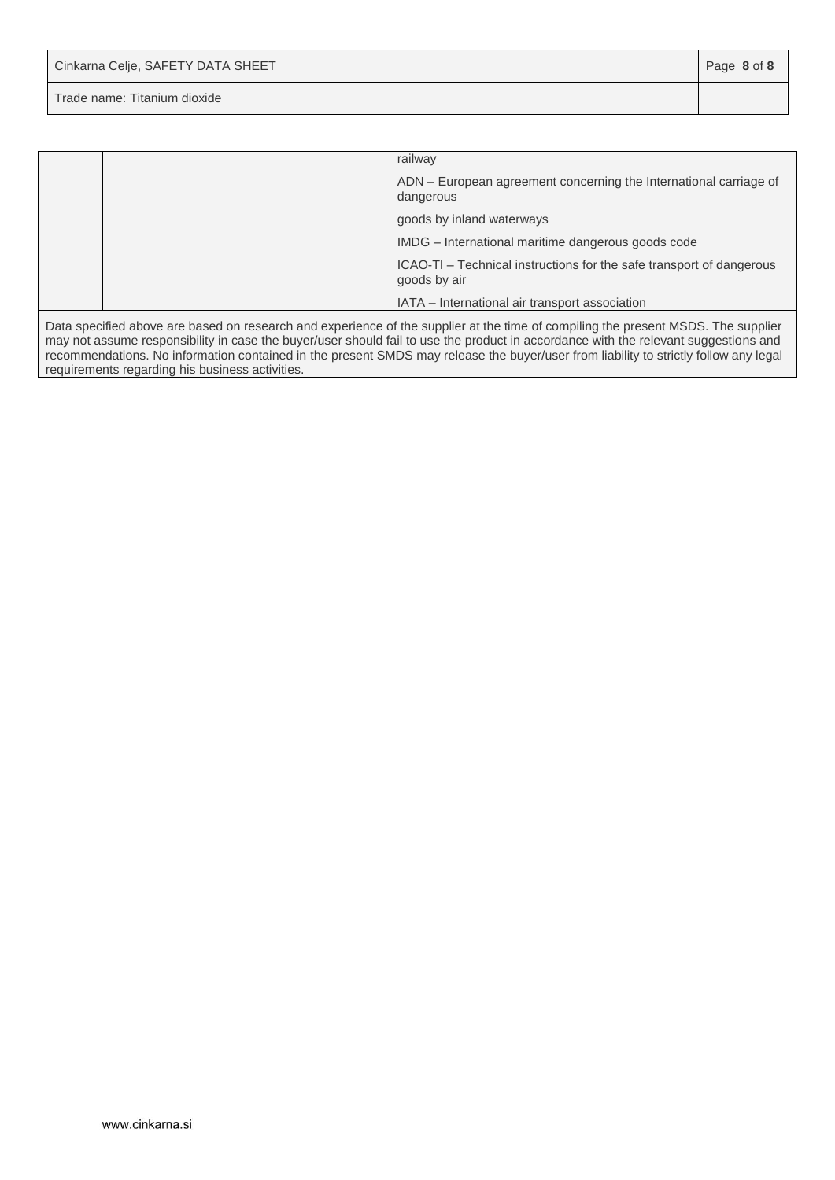| | | |
|---|---|---|
| | | railway |
| | | ADN – European agreement concerning the International carriage of dangerous |
| | | goods by inland waterways |
| | | IMDG – International maritime dangerous goods code |
| | | ICAO-TI – Technical instructions for the safe transport of dangerous goods by air |
| | | IATA – International air transport association |

Data specified above are based on research and experience of the supplier at the time of compiling the present MSDS. The supplier may not assume responsibility in case the buyer/user should fail to use the product in accordance with the relevant suggestions and recommendations. No information contained in the present SMDS may release the buyer/user from liability to strictly follow any legal requirements regarding his business activities.